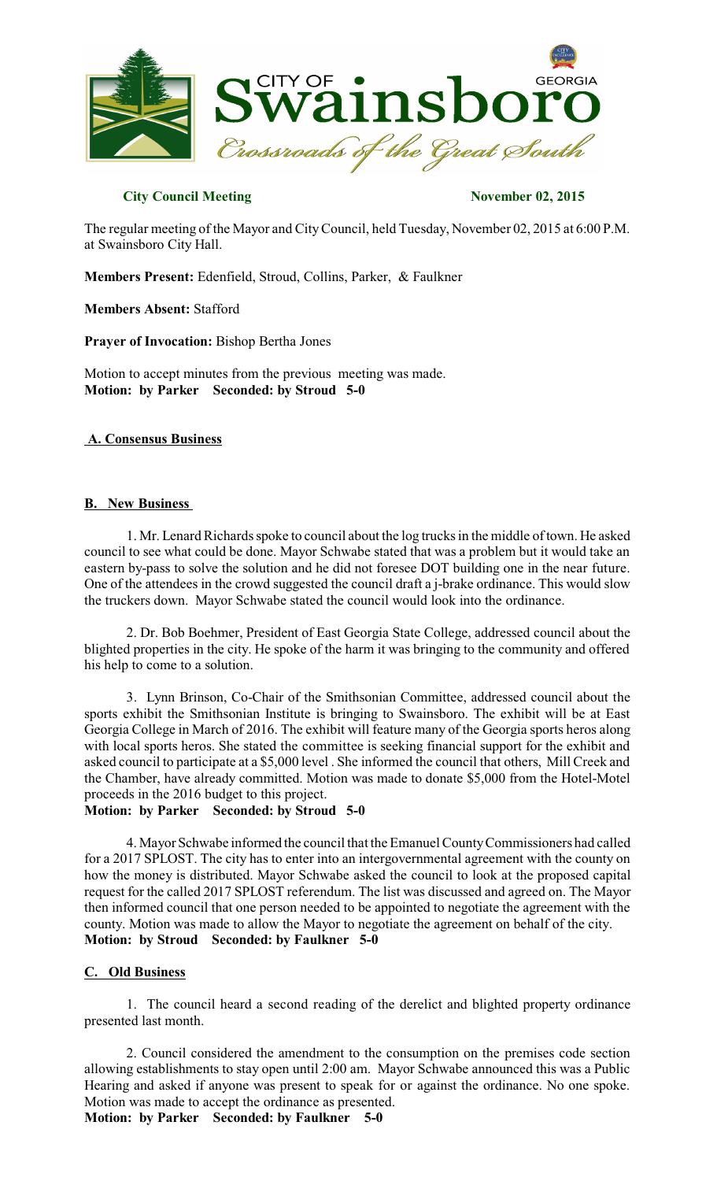**City Council Meeting** **November 02, 2015**

The regular meeting of the Mayor and City Council, held Tuesday, November 02, 2015 at 6:00 P.M. at Swainsboro City Hall.

**Members Present:** Edenfield, Stroud, Collins, Parker, & Faulkner

**Members Absent:** Stafford

**Prayer of Invocation:** Bishop Bertha Jones

Motion to accept minutes from the previous meeting was made.
**Motion: by Parker Seconded: by Stroud 5-0**

**A. Consensus Business**

**B. New Business**

1. Mr. Lenard Richards spoke to council about the log trucks in the middle of town. He asked council to see what could be done. Mayor Schwabe stated that was a problem but it would take an eastern by-pass to solve the solution and he did not foresee DOT building one in the near future. One of the attendees in the crowd suggested the council draft a j-brake ordinance. This would slow the truckers down. Mayor Schwabe stated the council would look into the ordinance.

2. Dr. Bob Boehmer, President of East Georgia State College, addressed council about the blighted properties in the city. He spoke of the harm it was bringing to the community and offered his help to come to a solution.

3. Lynn Brinson, Co-Chair of the Smithsonian Committee, addressed council about the sports exhibit the Smithsonian Institute is bringing to Swainsboro. The exhibit will be at East Georgia College in March of 2016. The exhibit will feature many of the Georgia sports heros along with local sports heros. She stated the committee is seeking financial support for the exhibit and asked council to participate at a $5,000 level . She informed the council that others, Mill Creek and the Chamber, have already committed. Motion was made to donate $5,000 from the Hotel-Motel proceeds in the 2016 budget to this project.
**Motion: by Parker Seconded: by Stroud 5-0**

4. Mayor Schwabe informed the council that the Emanuel County Commissioners had called for a 2017 SPLOST. The city has to enter into an intergovernmental agreement with the county on how the money is distributed. Mayor Schwabe asked the council to look at the proposed capital request for the called 2017 SPLOST referendum. The list was discussed and agreed on. The Mayor then informed council that one person needed to be appointed to negotiate the agreement with the county. Motion was made to allow the Mayor to negotiate the agreement on behalf of the city.
**Motion: by Stroud Seconded: by Faulkner 5-0**

**C. Old Business**

1. The council heard a second reading of the derelict and blighted property ordinance presented last month.

2. Council considered the amendment to the consumption on the premises code section allowing establishments to stay open until 2:00 am. Mayor Schwabe announced this was a Public Hearing and asked if anyone was present to speak for or against the ordinance. No one spoke. Motion was made to accept the ordinance as presented.
**Motion: by Parker Seconded: by Faulkner 5-0**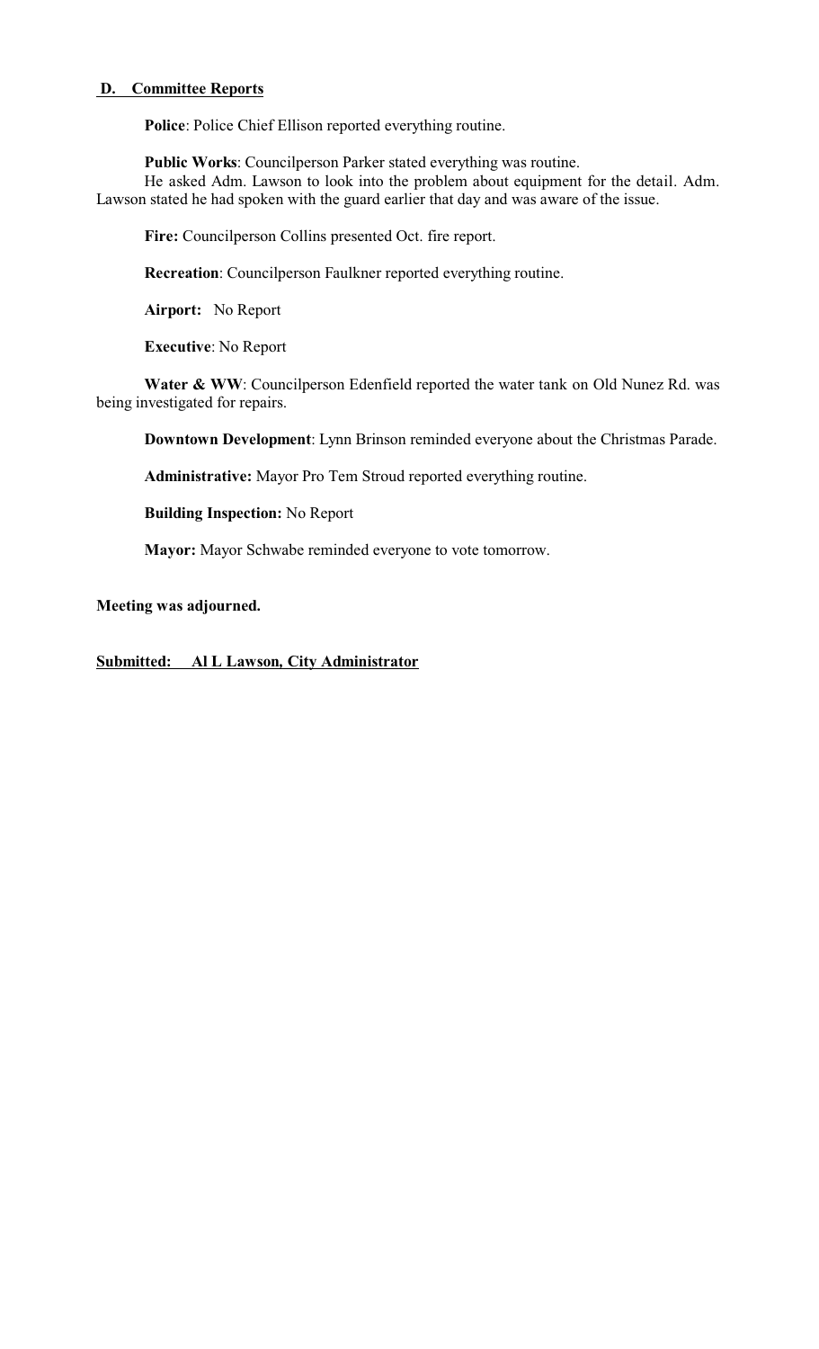## D. Committee Reports

**Police**: Police Chief Ellison reported everything routine.

**Public Works**: Councilperson Parker stated everything was routine.
He asked Adm. Lawson to look into the problem about equipment for the detail. Adm. Lawson stated he had spoken with the guard earlier that day and was aware of the issue.

**Fire:** Councilperson Collins presented Oct. fire report.

**Recreation**: Councilperson Faulkner reported everything routine.

**Airport:** No Report

**Executive**: No Report

**Water & WW**: Councilperson Edenfield reported the water tank on Old Nunez Rd. was being investigated for repairs.

**Downtown Development**: Lynn Brinson reminded everyone about the Christmas Parade.

**Administrative:** Mayor Pro Tem Stroud reported everything routine.

**Building Inspection:** No Report

**Mayor:** Mayor Schwabe reminded everyone to vote tomorrow.

**Meeting was adjourned.**

**Submitted: Al L Lawson, City Administrator**